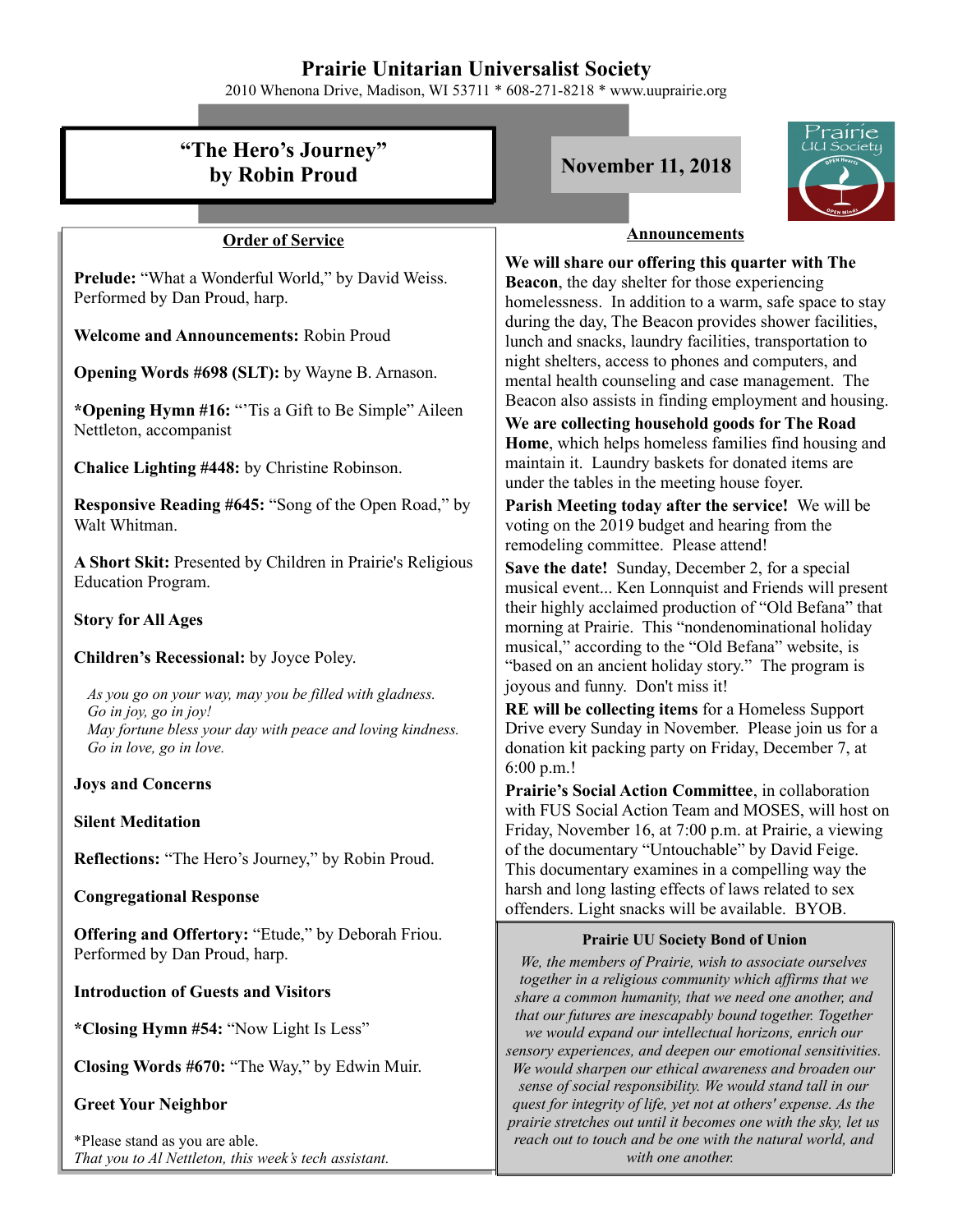# Prairie Unitarian Universalist Society

2010 Whenona Drive, Madison, WI 53711 * 608-271-8218 * www.uuprairie.org

## "The Hero's Journey" by Robin Proud

**November 11, 2018**

### Order of Service

**Prelude:** "What a Wonderful World," by David Weiss. Performed by Dan Proud, harp.

**Welcome and Announcements:** Robin Proud

**Opening Words #698 (SLT):** by Wayne B. Arnason.

***Opening Hymn #16:** "'Tis a Gift to Be Simple" Aileen Nettleton, accompanist

**Chalice Lighting #448:** by Christine Robinson.

**Responsive Reading #645:** "Song of the Open Road," by Walt Whitman.

**A Short Skit:** Presented by Children in Prairie's Religious Education Program.

**Story for All Ages**

**Children's Recessional:** by Joyce Poley.

*As you go on your way, may you be filled with gladness.*
*Go in joy, go in joy!*
*May fortune bless your day with peace and loving kindness.*
*Go in love, go in love.*

**Joys and Concerns**

**Silent Meditation**

**Reflections:** "The Hero's Journey," by Robin Proud.

**Congregational Response**

**Offering and Offertory:** "Etude," by Deborah Friou. Performed by Dan Proud, harp.

**Introduction of Guests and Visitors**

***Closing Hymn #54:** "Now Light Is Less"

**Closing Words #670:** "The Way," by Edwin Muir.

**Greet Your Neighbor**

*Please stand as you are able.
*That you to Al Nettleton, this week's tech assistant.*

### Announcements

**We will share our offering this quarter with The Beacon**, the day shelter for those experiencing homelessness. In addition to a warm, safe space to stay during the day, The Beacon provides shower facilities, lunch and snacks, laundry facilities, transportation to night shelters, access to phones and computers, and mental health counseling and case management. The Beacon also assists in finding employment and housing.

**We are collecting household goods for The Road Home**, which helps homeless families find housing and maintain it. Laundry baskets for donated items are under the tables in the meeting house foyer.

**Parish Meeting today after the service!** We will be voting on the 2019 budget and hearing from the remodeling committee. Please attend!

**Save the date!** Sunday, December 2, for a special musical event... Ken Lonnquist and Friends will present their highly acclaimed production of "Old Befana" that morning at Prairie. This "nondenominational holiday musical," according to the "Old Befana" website, is "based on an ancient holiday story." The program is joyous and funny. Don't miss it!

**RE will be collecting items** for a Homeless Support Drive every Sunday in November. Please join us for a donation kit packing party on Friday, December 7, at 6:00 p.m.!

**Prairie's Social Action Committee**, in collaboration with FUS Social Action Team and MOSES, will host on Friday, November 16, at 7:00 p.m. at Prairie, a viewing of the documentary "Untouchable" by David Feige. This documentary examines in a compelling way the harsh and long lasting effects of laws related to sex offenders. Light snacks will be available. BYOB.

### Prairie UU Society Bond of Union

*We, the members of Prairie, wish to associate ourselves together in a religious community which affirms that we share a common humanity, that we need one another, and that our futures are inescapably bound together. Together we would expand our intellectual horizons, enrich our sensory experiences, and deepen our emotional sensitivities. We would sharpen our ethical awareness and broaden our sense of social responsibility. We would stand tall in our quest for integrity of life, yet not at others' expense. As the prairie stretches out until it becomes one with the sky, let us reach out to touch and be one with the natural world, and with one another.*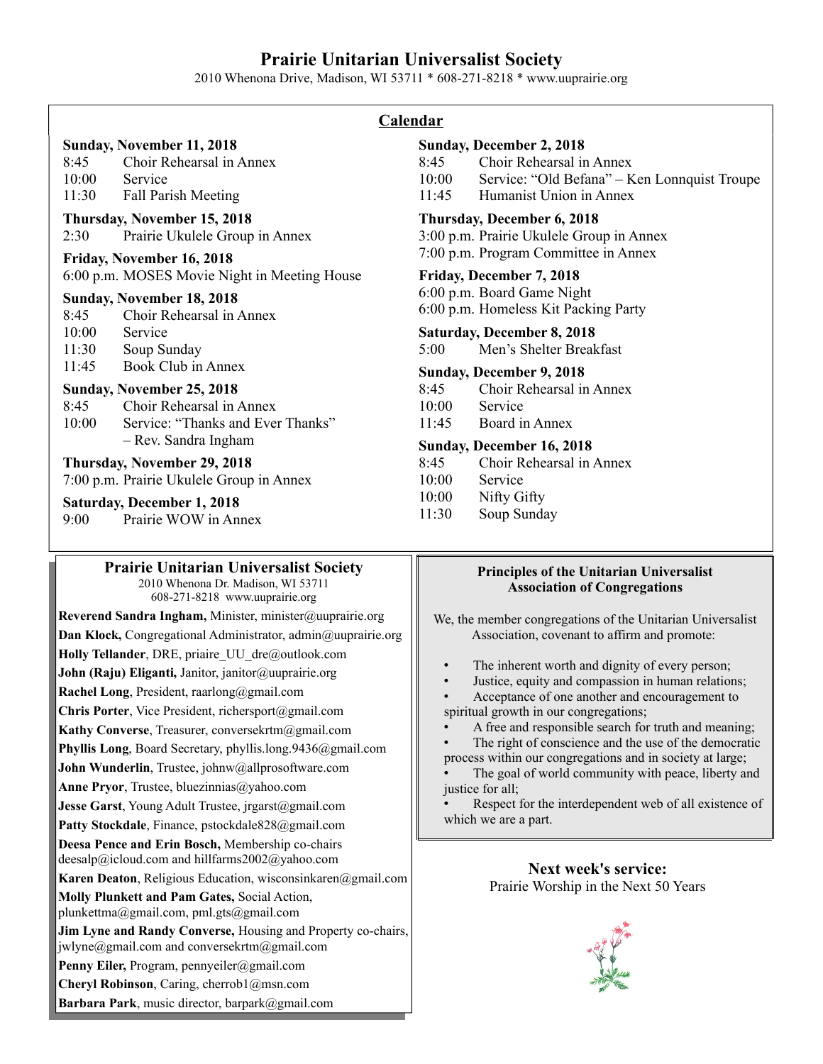# Prairie Unitarian Universalist Society

2010 Whenona Drive, Madison, WI 53711 * 608-271-8218 * www.uuprairie.org

## Calendar

**Sunday, November 11, 2018**
8:45 Choir Rehearsal in Annex
10:00 Service
11:30 Fall Parish Meeting

**Thursday, November 15, 2018**
2:30 Prairie Ukulele Group in Annex

**Friday, November 16, 2018**
6:00 p.m. MOSES Movie Night in Meeting House

**Sunday, November 18, 2018**
8:45 Choir Rehearsal in Annex
10:00 Service
11:30 Soup Sunday
11:45 Book Club in Annex

**Sunday, November 25, 2018**
8:45 Choir Rehearsal in Annex
10:00 Service: "Thanks and Ever Thanks" – Rev. Sandra Ingham

**Thursday, November 29, 2018**
7:00 p.m. Prairie Ukulele Group in Annex

**Saturday, December 1, 2018**
9:00 Prairie WOW in Annex

**Sunday, December 2, 2018**
8:45 Choir Rehearsal in Annex
10:00 Service: "Old Befana" – Ken Lonnquist Troupe
11:45 Humanist Union in Annex

**Thursday, December 6, 2018**
3:00 p.m. Prairie Ukulele Group in Annex
7:00 p.m. Program Committee in Annex

**Friday, December 7, 2018**
6:00 p.m. Board Game Night
6:00 p.m. Homeless Kit Packing Party

**Saturday, December 8, 2018**
5:00 Men's Shelter Breakfast

**Sunday, December 9, 2018**
8:45 Choir Rehearsal in Annex
10:00 Service
11:45 Board in Annex

**Sunday, December 16, 2018**
8:45 Choir Rehearsal in Annex
10:00 Service
10:00 Nifty Gifty
11:30 Soup Sunday

## Prairie Unitarian Universalist Society

2010 Whenona Dr. Madison, WI 53711
608-271-8218 www.uuprairie.org

**Reverend Sandra Ingham,** Minister, minister@uuprairie.org
**Dan Klock,** Congregational Administrator, admin@uuprairie.org
**Holly Tellander**, DRE, priaire_UU_dre@outlook.com
**John (Raju) Eliganti,** Janitor, janitor@uuprairie.org
**Rachel Long**, President, raarlong@gmail.com
**Chris Porter**, Vice President, richersport@gmail.com
**Kathy Converse**, Treasurer, conversekrtm@gmail.com
**Phyllis Long**, Board Secretary, phyllis.long.9436@gmail.com
**John Wunderlin**, Trustee, johnw@allprosoftware.com
**Anne Pryor**, Trustee, bluezinnias@yahoo.com
**Jesse Garst**, Young Adult Trustee, jrgarst@gmail.com
**Patty Stockdale**, Finance, pstockdale828@gmail.com
**Deesa Pence and Erin Bosch,** Membership co-chairs deesalp@icloud.com and hillfarms2002@yahoo.com
**Karen Deaton**, Religious Education, wisconsinkaren@gmail.com
**Molly Plunkett and Pam Gates,** Social Action, plunkettma@gmail.com, pml.gts@gmail.com
**Jim Lyne and Randy Converse,** Housing and Property co-chairs, jwlyne@gmail.com and conversekrtm@gmail.com
**Penny Eiler,** Program, pennyeiler@gmail.com
**Cheryl Robinson**, Caring, cherrob1@msn.com
**Barbara Park**, music director, barpark@gmail.com

### Principles of the Unitarian Universalist Association of Congregations

We, the member congregations of the Unitarian Universalist Association, covenant to affirm and promote:

- The inherent worth and dignity of every person;
- Justice, equity and compassion in human relations;
- Acceptance of one another and encouragement to spiritual growth in our congregations;
- A free and responsible search for truth and meaning;
- The right of conscience and the use of the democratic process within our congregations and in society at large;
- The goal of world community with peace, liberty and justice for all;
- Respect for the interdependent web of all existence of which we are a part.

**Next week's service:**
Prairie Worship in the Next 50 Years